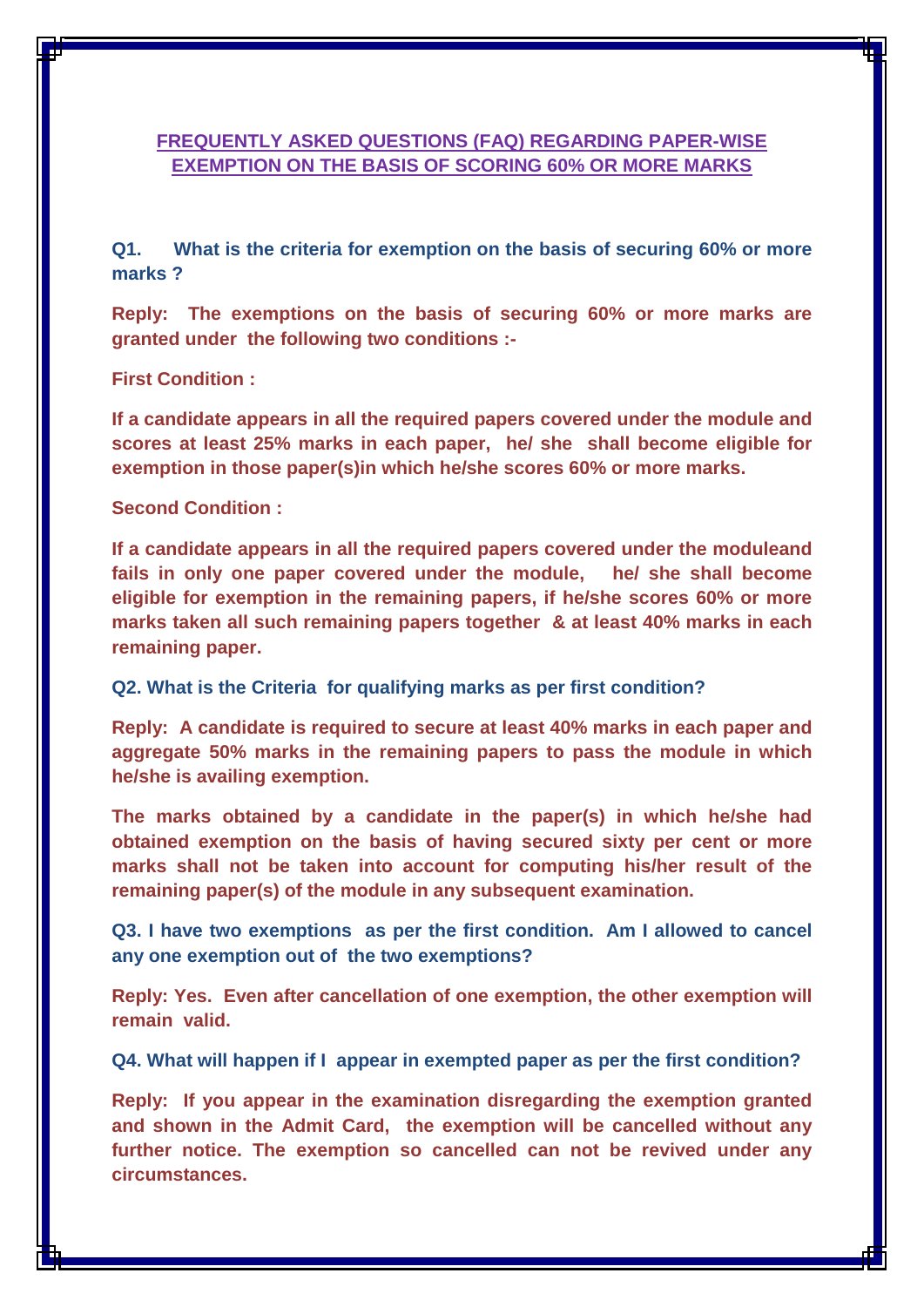## FREQUENTLY ASKED QUESTIONS (FAQ) REGARDING PAPER-WISE EXEMPTION ON THE BASIS OF SCORING 60% OR MORE MARKS

**Q1. What is the criteria for exemption on the basis of securing 60% or more marks ?**

**Reply: The exemptions on the basis of securing 60% or more marks are granted under the following two conditions :-**

**First Condition :**

**If a candidate appears in all the required papers covered under the module and scores at least 25% marks in each paper, he/ she shall become eligible for exemption in those paper(s)in which he/she scores 60% or more marks.**

**Second Condition :**

**If a candidate appears in all the required papers covered under the moduleand fails in only one paper covered under the module, he/ she shall become eligible for exemption in the remaining papers, if he/she scores 60% or more marks taken all such remaining papers together & at least 40% marks in each remaining paper.**

**Q2. What is the Criteria for qualifying marks as per first condition?**

**Reply: A candidate is required to secure at least 40% marks in each paper and aggregate 50% marks in the remaining papers to pass the module in which he/she is availing exemption.**

**The marks obtained by a candidate in the paper(s) in which he/she had obtained exemption on the basis of having secured sixty per cent or more marks shall not be taken into account for computing his/her result of the remaining paper(s) of the module in any subsequent examination.**

**Q3. I have two exemptions as per the first condition. Am I allowed to cancel any one exemption out of the two exemptions?**

**Reply: Yes. Even after cancellation of one exemption, the other exemption will remain valid.**

**Q4. What will happen if I appear in exempted paper as per the first condition?**

**Reply: If you appear in the examination disregarding the exemption granted and shown in the Admit Card, the exemption will be cancelled without any further notice. The exemption so cancelled can not be revived under any circumstances.**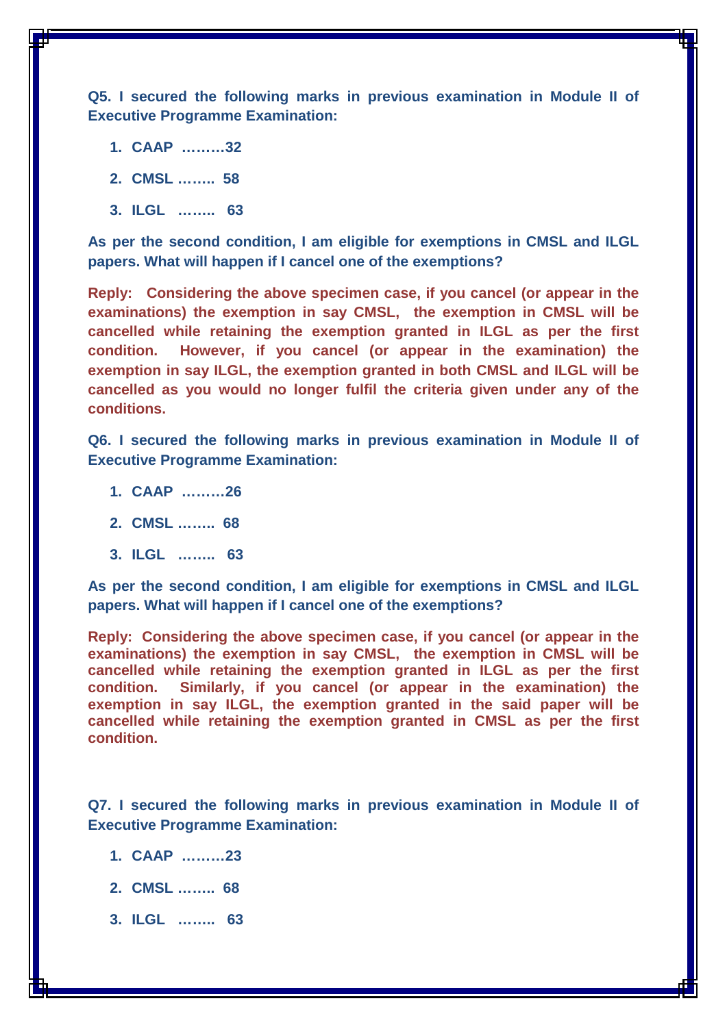**Q5. I secured the following marks in previous examination in Module II of Executive Programme Examination:**

1. **CAAP ………32**
2. **CMSL …….. 58**
3. **ILGL …….. 63**

**As per the second condition, I am eligible for exemptions in CMSL and ILGL papers. What will happen if I cancel one of the exemptions?**

**Reply: Considering the above specimen case, if you cancel (or appear in the examinations) the exemption in say CMSL, the exemption in CMSL will be cancelled while retaining the exemption granted in ILGL as per the first condition. However, if you cancel (or appear in the examination) the exemption in say ILGL, the exemption granted in both CMSL and ILGL will be cancelled as you would no longer fulfil the criteria given under any of the conditions.**

**Q6. I secured the following marks in previous examination in Module II of Executive Programme Examination:**

1. **CAAP ………26**
2. **CMSL …….. 68**
3. **ILGL …….. 63**

**As per the second condition, I am eligible for exemptions in CMSL and ILGL papers. What will happen if I cancel one of the exemptions?**

**Reply: Considering the above specimen case, if you cancel (or appear in the examinations) the exemption in say CMSL, the exemption in CMSL will be cancelled while retaining the exemption granted in ILGL as per the first condition. Similarly, if you cancel (or appear in the examination) the exemption in say ILGL, the exemption granted in the said paper will be cancelled while retaining the exemption granted in CMSL as per the first condition.**

**Q7. I secured the following marks in previous examination in Module II of Executive Programme Examination:**

1. **CAAP ………23**
2. **CMSL …….. 68**
3. **ILGL …….. 63**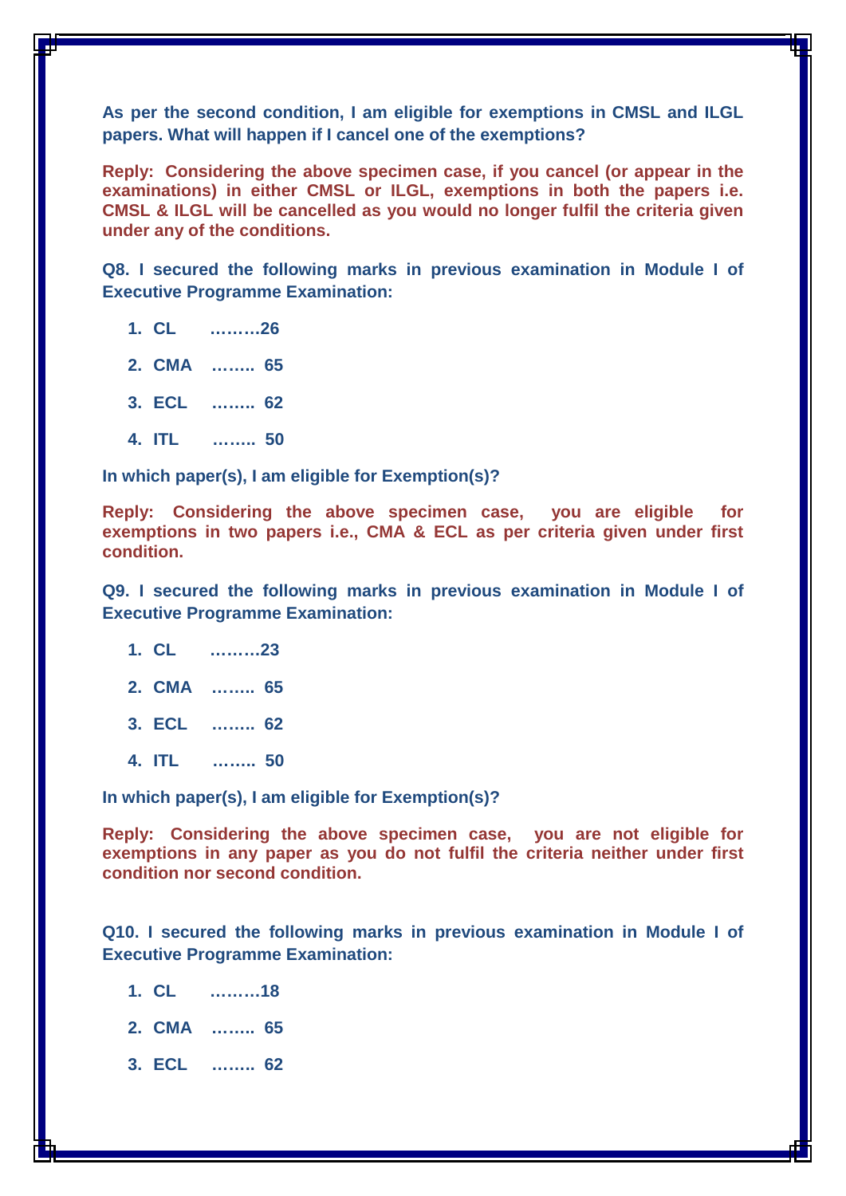**As per the second condition, I am eligible for exemptions in CMSL and ILGL papers. What will happen if I cancel one of the exemptions?**

**Reply: Considering the above specimen case, if you cancel (or appear in the examinations) in either CMSL or ILGL, exemptions in both the papers i.e. CMSL & ILGL will be cancelled as you would no longer fulfil the criteria given under any of the conditions.**

**Q8. I secured the following marks in previous examination in Module I of Executive Programme Examination:**

1. **CL ………26**
2. **CMA …….. 65**
3. **ECL …….. 62**
4. **ITL …….. 50**

**In which paper(s), I am eligible for Exemption(s)?**

**Reply: Considering the above specimen case, you are eligible for exemptions in two papers i.e., CMA & ECL as per criteria given under first condition.**

**Q9. I secured the following marks in previous examination in Module I of Executive Programme Examination:**

1. **CL ………23**
2. **CMA …….. 65**
3. **ECL …….. 62**
4. **ITL …….. 50**

**In which paper(s), I am eligible for Exemption(s)?**

**Reply: Considering the above specimen case, you are not eligible for exemptions in any paper as you do not fulfil the criteria neither under first condition nor second condition.**

**Q10. I secured the following marks in previous examination in Module I of Executive Programme Examination:**

1. **CL ………18**
2. **CMA …….. 65**
3. **ECL …….. 62**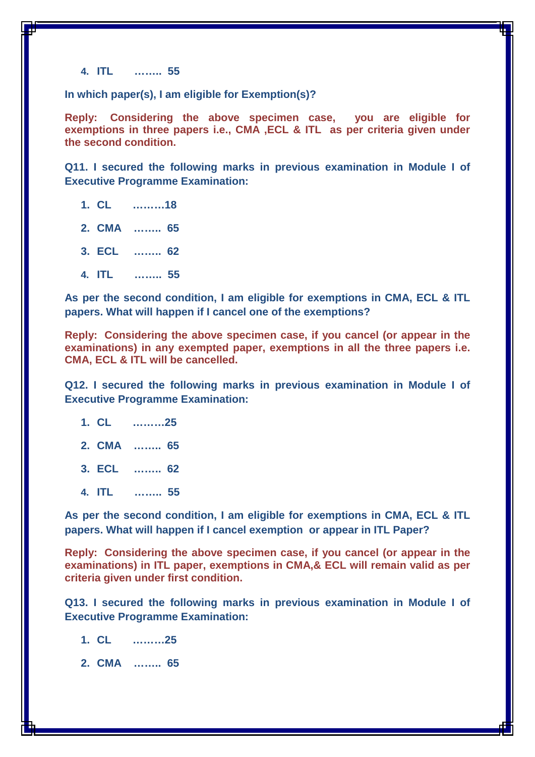4. **ITL ........ 55**

**In which paper(s), I am eligible for Exemption(s)?**

**Reply: Considering the above specimen case, you are eligible for exemptions in three papers i.e., CMA ,ECL & ITL as per criteria given under the second condition.**

**Q11. I secured the following marks in previous examination in Module I of Executive Programme Examination:**

1. **CL .........18**
2. **CMA ........ 65**
3. **ECL ........ 62**
4. **ITL ........ 55**

**As per the second condition, I am eligible for exemptions in CMA, ECL & ITL papers. What will happen if I cancel one of the exemptions?**

**Reply: Considering the above specimen case, if you cancel (or appear in the examinations) in any exempted paper, exemptions in all the three papers i.e. CMA, ECL & ITL will be cancelled.**

**Q12. I secured the following marks in previous examination in Module I of Executive Programme Examination:**

1. **CL .........25**
2. **CMA ........ 65**
3. **ECL ........ 62**
4. **ITL ........ 55**

**As per the second condition, I am eligible for exemptions in CMA, ECL & ITL papers. What will happen if I cancel exemption or appear in ITL Paper?**

**Reply: Considering the above specimen case, if you cancel (or appear in the examinations) in ITL paper, exemptions in CMA,& ECL will remain valid as per criteria given under first condition.**

**Q13. I secured the following marks in previous examination in Module I of Executive Programme Examination:**

1. **CL .........25**
2. **CMA ........ 65**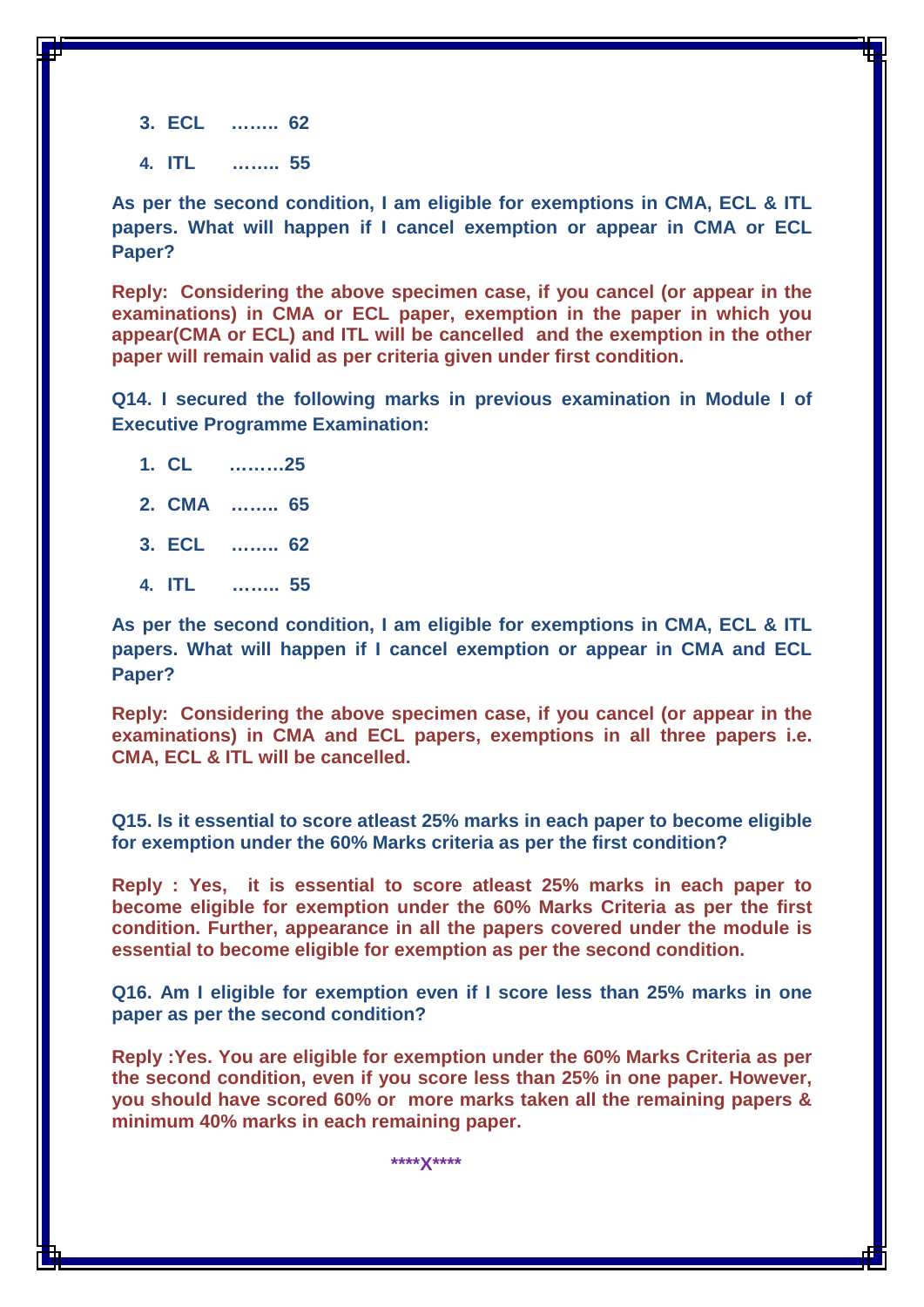3. **ECL …….. 62**
4. **ITL …….. 55**

**As per the second condition, I am eligible for exemptions in CMA, ECL & ITL papers. What will happen if I cancel exemption or appear in CMA or ECL Paper?**

**Reply: Considering the above specimen case, if you cancel (or appear in the examinations) in CMA or ECL paper, exemption in the paper in which you appear(CMA or ECL) and ITL will be cancelled and the exemption in the other paper will remain valid as per criteria given under first condition.**

**Q14. I secured the following marks in previous examination in Module I of Executive Programme Examination:**

1. **CL ………25**
2. **CMA …….. 65**
3. **ECL …….. 62**
4. **ITL …….. 55**

**As per the second condition, I am eligible for exemptions in CMA, ECL & ITL papers. What will happen if I cancel exemption or appear in CMA and ECL Paper?**

**Reply: Considering the above specimen case, if you cancel (or appear in the examinations) in CMA and ECL papers, exemptions in all three papers i.e. CMA, ECL & ITL will be cancelled.**

**Q15. Is it essential to score atleast 25% marks in each paper to become eligible for exemption under the 60% Marks criteria as per the first condition?**

**Reply : Yes, it is essential to score atleast 25% marks in each paper to become eligible for exemption under the 60% Marks Criteria as per the first condition. Further, appearance in all the papers covered under the module is essential to become eligible for exemption as per the second condition.**

**Q16. Am I eligible for exemption even if I score less than 25% marks in one paper as per the second condition?**

**Reply :Yes. You are eligible for exemption under the 60% Marks Criteria as per the second condition, even if you score less than 25% in one paper. However, you should have scored 60% or more marks taken all the remaining papers & minimum 40% marks in each remaining paper.**

****X****